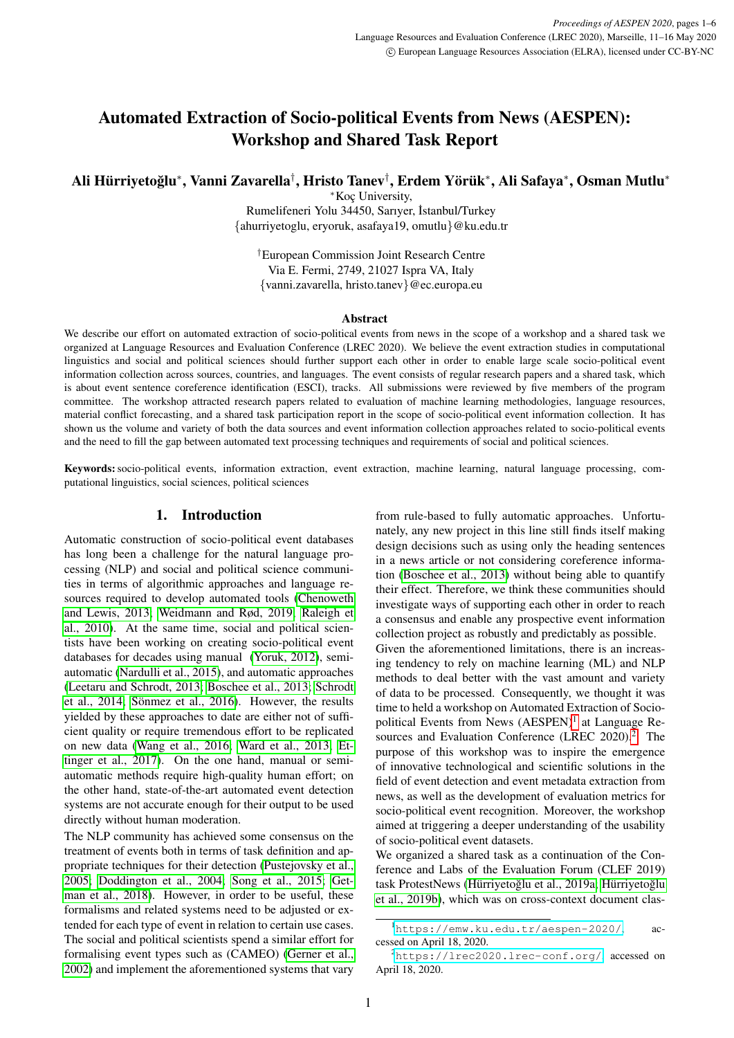# Automated Extraction of Socio-political Events from News (AESPEN): Workshop and Shared Task Report

**Ali Hürriyetoğlu\*, Vanni Zavarella†, Hristo Tanev†, Erdem Yörük\*, Ali Safaya\*, Osman Mutlu\***

\*Koç University,
Rumelifeneri Yolu 34450, Sarıyer, İstanbul/Turkey
{ahurriyetoglu, eryoruk, asafaya19, omutlu}@ku.edu.tr

†European Commission Joint Research Centre
Via E. Fermi, 2749, 21027 Ispra VA, Italy
{vanni.zavarella, hristo.tanev}@ec.europa.eu

## Abstract

We describe our effort on automated extraction of socio-political events from news in the scope of a workshop and a shared task we organized at Language Resources and Evaluation Conference (LREC 2020). We believe the event extraction studies in computational linguistics and social and political sciences should further support each other in order to enable large scale socio-political event information collection across sources, countries, and languages. The event consists of regular research papers and a shared task, which is about event sentence coreference identification (ESCI), tracks. All submissions were reviewed by five members of the program committee. The workshop attracted research papers related to evaluation of machine learning methodologies, language resources, material conflict forecasting, and a shared task participation report in the scope of socio-political event information collection. It has shown us the volume and variety of both the data sources and event information collection approaches related to socio-political events and the need to fill the gap between automated text processing techniques and requirements of social and political sciences.

**Keywords:** socio-political events, information extraction, event extraction, machine learning, natural language processing, computational linguistics, social sciences, political sciences

## 1. Introduction

Automatic construction of socio-political event databases has long been a challenge for the natural language processing (NLP) and social and political science communities in terms of algorithmic approaches and language resources required to develop automated tools (Chenoweth and Lewis, 2013; Weidmann and Rød, 2019; Raleigh et al., 2010). At the same time, social and political scientists have been working on creating socio-political event databases for decades using manual (Yoruk, 2012), semi-automatic (Nardulli et al., 2015), and automatic approaches (Leetaru and Schrodt, 2013; Boschee et al., 2013; Schrodt et al., 2014; Sönmez et al., 2016). However, the results yielded by these approaches to date are either not of sufficient quality or require tremendous effort to be replicated on new data (Wang et al., 2016; Ward et al., 2013; Ettinger et al., 2017). On the one hand, manual or semi-automatic methods require high-quality human effort; on the other hand, state-of-the-art automated event detection systems are not accurate enough for their output to be used directly without human moderation.

The NLP community has achieved some consensus on the treatment of events both in terms of task definition and appropriate techniques for their detection (Pustejovsky et al., 2005; Doddington et al., 2004; Song et al., 2015; Getman et al., 2018). However, in order to be useful, these formalisms and related systems need to be adjusted or extended for each type of event in relation to certain use cases. The social and political scientists spend a similar effort for formalising event types such as (CAMEO) (Gerner et al., 2002) and implement the aforementioned systems that vary from rule-based to fully automatic approaches. Unfortunately, any new project in this line still finds itself making design decisions such as using only the heading sentences in a news article or not considering coreference information (Boschee et al., 2013) without being able to quantify their effect. Therefore, we think these communities should investigate ways of supporting each other in order to reach a consensus and enable any prospective event information collection project as robustly and predictably as possible.

Given the aforementioned limitations, there is an increasing tendency to rely on machine learning (ML) and NLP methods to deal better with the vast amount and variety of data to be processed. Consequently, we thought it was time to held a workshop on Automated Extraction of Socio-political Events from News (AESPEN)[1] at Language Resources and Evaluation Conference (LREC 2020).[2] The purpose of this workshop was to inspire the emergence of innovative technological and scientific solutions in the field of event detection and event metadata extraction from news, as well as the development of evaluation metrics for socio-political event recognition. Moreover, the workshop aimed at triggering a deeper understanding of the usability of socio-political event datasets.

We organized a shared task as a continuation of the Conference and Labs of the Evaluation Forum (CLEF 2019) task ProtestNews (Hürriyetoğlu et al., 2019a; Hürriyetoğlu et al., 2019b), which was on cross-context document clas-

[1] https://emw.ku.edu.tr/aespen-2020/, accessed on April 18, 2020.

[2] https://lrec2020.lrec-conf.org/, accessed on April 18, 2020.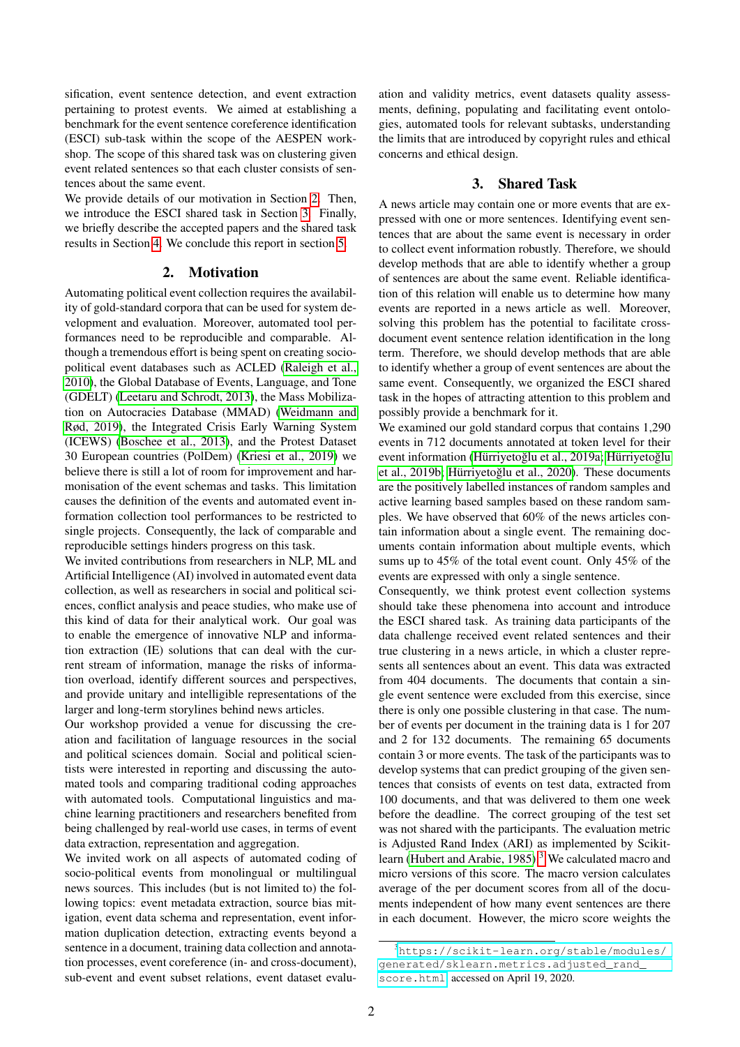sification, event sentence detection, and event extraction pertaining to protest events. We aimed at establishing a benchmark for the event sentence coreference identification (ESCI) sub-task within the scope of the AESPEN workshop. The scope of this shared task was on clustering given event related sentences so that each cluster consists of sentences about the same event.

We provide details of our motivation in Section 2. Then, we introduce the ESCI shared task in Section 3. Finally, we briefly describe the accepted papers and the shared task results in Section 4. We conclude this report in section 5.

## 2. Motivation

Automating political event collection requires the availability of gold-standard corpora that can be used for system development and evaluation. Moreover, automated tool performances need to be reproducible and comparable. Although a tremendous effort is being spent on creating socio-political event databases such as ACLED (Raleigh et al., 2010), the Global Database of Events, Language, and Tone (GDELT) (Leetaru and Schrodt, 2013), the Mass Mobilization on Autocracies Database (MMAD) (Weidmann and Rød, 2019), the Integrated Crisis Early Warning System (ICEWS) (Boschee et al., 2013), and the Protest Dataset 30 European countries (PolDem) (Kriesi et al., 2019) we believe there is still a lot of room for improvement and harmonisation of the event schemas and tasks. This limitation causes the definition of the events and automated event information collection tool performances to be restricted to single projects. Consequently, the lack of comparable and reproducible settings hinders progress on this task.

We invited contributions from researchers in NLP, ML and Artificial Intelligence (AI) involved in automated event data collection, as well as researchers in social and political sciences, conflict analysis and peace studies, who make use of this kind of data for their analytical work. Our goal was to enable the emergence of innovative NLP and information extraction (IE) solutions that can deal with the current stream of information, manage the risks of information overload, identify different sources and perspectives, and provide unitary and intelligible representations of the larger and long-term storylines behind news articles.

Our workshop provided a venue for discussing the creation and facilitation of language resources in the social and political sciences domain. Social and political scientists were interested in reporting and discussing the automated tools and comparing traditional coding approaches with automated tools. Computational linguistics and machine learning practitioners and researchers benefited from being challenged by real-world use cases, in terms of event data extraction, representation and aggregation.

We invited work on all aspects of automated coding of socio-political events from monolingual or multilingual news sources. This includes (but is not limited to) the following topics: event metadata extraction, source bias mitigation, event data schema and representation, event information duplication detection, extracting events beyond a sentence in a document, training data collection and annotation processes, event coreference (in- and cross-document), sub-event and event subset relations, event dataset evaluation and validity metrics, event datasets quality assessments, defining, populating and facilitating event ontologies, automated tools for relevant subtasks, understanding the limits that are introduced by copyright rules and ethical concerns and ethical design.

## 3. Shared Task

A news article may contain one or more events that are expressed with one or more sentences. Identifying event sentences that are about the same event is necessary in order to collect event information robustly. Therefore, we should develop methods that are able to identify whether a group of sentences are about the same event. Reliable identification of this relation will enable us to determine how many events are reported in a news article as well. Moreover, solving this problem has the potential to facilitate cross-document event sentence relation identification in the long term. Therefore, we should develop methods that are able to identify whether a group of event sentences are about the same event. Consequently, we organized the ESCI shared task in the hopes of attracting attention to this problem and possibly provide a benchmark for it.

We examined our gold standard corpus that contains 1,290 events in 712 documents annotated at token level for their event information (Hürriyetoğlu et al., 2019a; Hürriyetoğlu et al., 2019b; Hürriyetoğlu et al., 2020). These documents are the positively labelled instances of random samples and active learning based samples based on these random samples. We have observed that 60% of the news articles contain information about a single event. The remaining documents contain information about multiple events, which sums up to 45% of the total event count. Only 45% of the events are expressed with only a single sentence.

Consequently, we think protest event collection systems should take these phenomena into account and introduce the ESCI shared task. As training data participants of the data challenge received event related sentences and their true clustering in a news article, in which a cluster represents all sentences about an event. This data was extracted from 404 documents. The documents that contain a single event sentence were excluded from this exercise, since there is only one possible clustering in that case. The number of events per document in the training data is 1 for 207 and 2 for 132 documents. The remaining 65 documents contain 3 or more events. The task of the participants was to develop systems that can predict grouping of the given sentences that consists of events on test data, extracted from 100 documents, and that was delivered to them one week before the deadline. The correct grouping of the test set was not shared with the participants. The evaluation metric is Adjusted Rand Index (ARI) as implemented by Scikit-learn (Hubert and Arabie, 1985).[3] We calculated macro and micro versions of this score. The macro version calculates average of the per document scores from all of the documents independent of how many event sentences are there in each document. However, the micro score weights the

[3] https://scikit-learn.org/stable/modules/generated/sklearn.metrics.adjusted_rand_score.html accessed on April 19, 2020.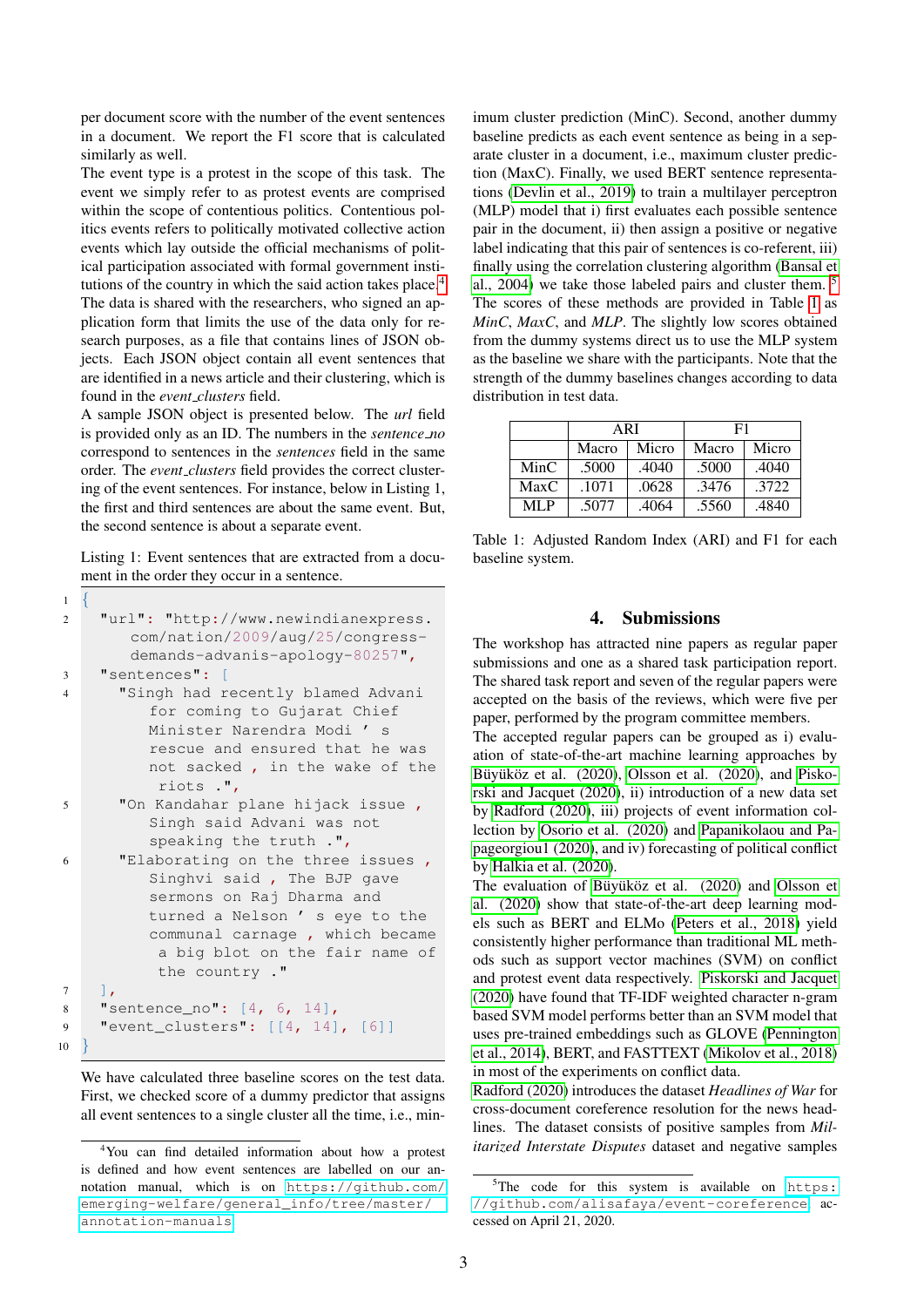per document score with the number of the event sentences in a document. We report the F1 score that is calculated similarly as well.

The event type is a protest in the scope of this task. The event we simply refer to as protest events are comprised within the scope of contentious politics. Contentious politics events refers to politically motivated collective action events which lay outside the official mechanisms of political participation associated with formal government institutions of the country in which the said action takes place.[4]

The data is shared with the researchers, who signed an application form that limits the use of the data only for research purposes, as a file that contains lines of JSON objects. Each JSON object contain all event sentences that are identified in a news article and their clustering, which is found in the *event_clusters* field.

A sample JSON object is presented below. The *url* field is provided only as an ID. The numbers in the *sentence_no* correspond to sentences in the *sentences* field in the same order. The *event_clusters* field provides the correct clustering of the event sentences. For instance, below in Listing 1, the first and third sentences are about the same event. But, the second sentence is about a separate event.

Listing 1: Event sentences that are extracted from a document in the order they occur in a sentence.

```
{
  "url": "http://www.newindianexpress.
      com/nation/2009/aug/25/congress-
      demands-advanis-apology-80257",
  "sentences": [
    "Singh had recently blamed Advani
        for coming to Gujarat Chief
        Minister Narendra Modi ’ s
        rescue and ensured that he was
        not sacked , in the wake of the
         riots .",
    "On Kandahar plane hijack issue ,
        Singh said Advani was not
        speaking the truth .",
    "Elaborating on the three issues ,
        Singhvi said , The BJP gave
        sermons on Raj Dharma and
        turned a Nelson ’ s eye to the
        communal carnage , which became
         a big blot on the fair name of
         the country ."
  ],
  "sentence_no": [4, 6, 14],
  "event_clusters": [[4, 14], [6]]
}
```

We have calculated three baseline scores on the test data. First, we checked score of a dummy predictor that assigns all event sentences to a single cluster all the time, i.e., minimum cluster prediction (MinC). Second, another dummy baseline predicts as each event sentence as being in a separate cluster in a document, i.e., maximum cluster prediction (MaxC). Finally, we used BERT sentence representations (Devlin et al., 2019) to train a multilayer perceptron (MLP) model that i) first evaluates each possible sentence pair in the document, ii) then assign a positive or negative label indicating that this pair of sentences is co-referent, iii) finally using the correlation clustering algorithm (Bansal et al., 2004) we take those labeled pairs and cluster them.[5] The scores of these methods are provided in Table 1 as *MinC*, *MaxC*, and *MLP*. The slightly low scores obtained from the dummy systems direct us to use the MLP system as the baseline we share with the participants. Note that the strength of the dummy baselines changes according to data distribution in test data.

| | ARI | | F1 | |
|---|---|---|---|---|
| | Macro | Micro | Macro | Micro |
| MinC | .5000 | .4040 | .5000 | .4040 |
| MaxC | .1071 | .0628 | .3476 | .3722 |
| MLP | .5077 | .4064 | .5560 | .4840 |

Table 1: Adjusted Random Index (ARI) and F1 for each baseline system.

## 4. Submissions

The workshop has attracted nine papers as regular paper submissions and one as a shared task participation report. The shared task report and seven of the regular papers were accepted on the basis of the reviews, which were five per paper, performed by the program committee members.

The accepted regular papers can be grouped as i) evaluation of state-of-the-art machine learning approaches by Büyüköz et al. (2020), Olsson et al. (2020), and Piskorski and Jacquet (2020), ii) introduction of a new data set by Radford (2020), iii) projects of event information collection by Osorio et al. (2020) and Papanikolaou and Papageorgiou1 (2020), and iv) forecasting of political conflict by Halkia et al. (2020).

The evaluation of Büyüköz et al. (2020) and Olsson et al. (2020) show that state-of-the-art deep learning models such as BERT and ELMo (Peters et al., 2018) yield consistently higher performance than traditional ML methods such as support vector machines (SVM) on conflict and protest event data respectively. Piskorski and Jacquet (2020) have found that TF-IDF weighted character n-gram based SVM model performs better than an SVM model that uses pre-trained embeddings such as GLOVE (Pennington et al., 2014), BERT, and FASTTEXT (Mikolov et al., 2018) in most of the experiments on conflict data.

Radford (2020) introduces the dataset *Headlines of War* for cross-document coreference resolution for the news headlines. The dataset consists of positive samples from *Militarized Interstate Disputes* dataset and negative samples

[4] You can find detailed information about how a protest is defined and how event sentences are labelled on our annotation manual, which is on https://github.com/emerging-welfare/general_info/tree/master/annotation-manuals

[5] The code for this system is available on https://github.com/alisafaya/event-coreference accessed on April 21, 2020.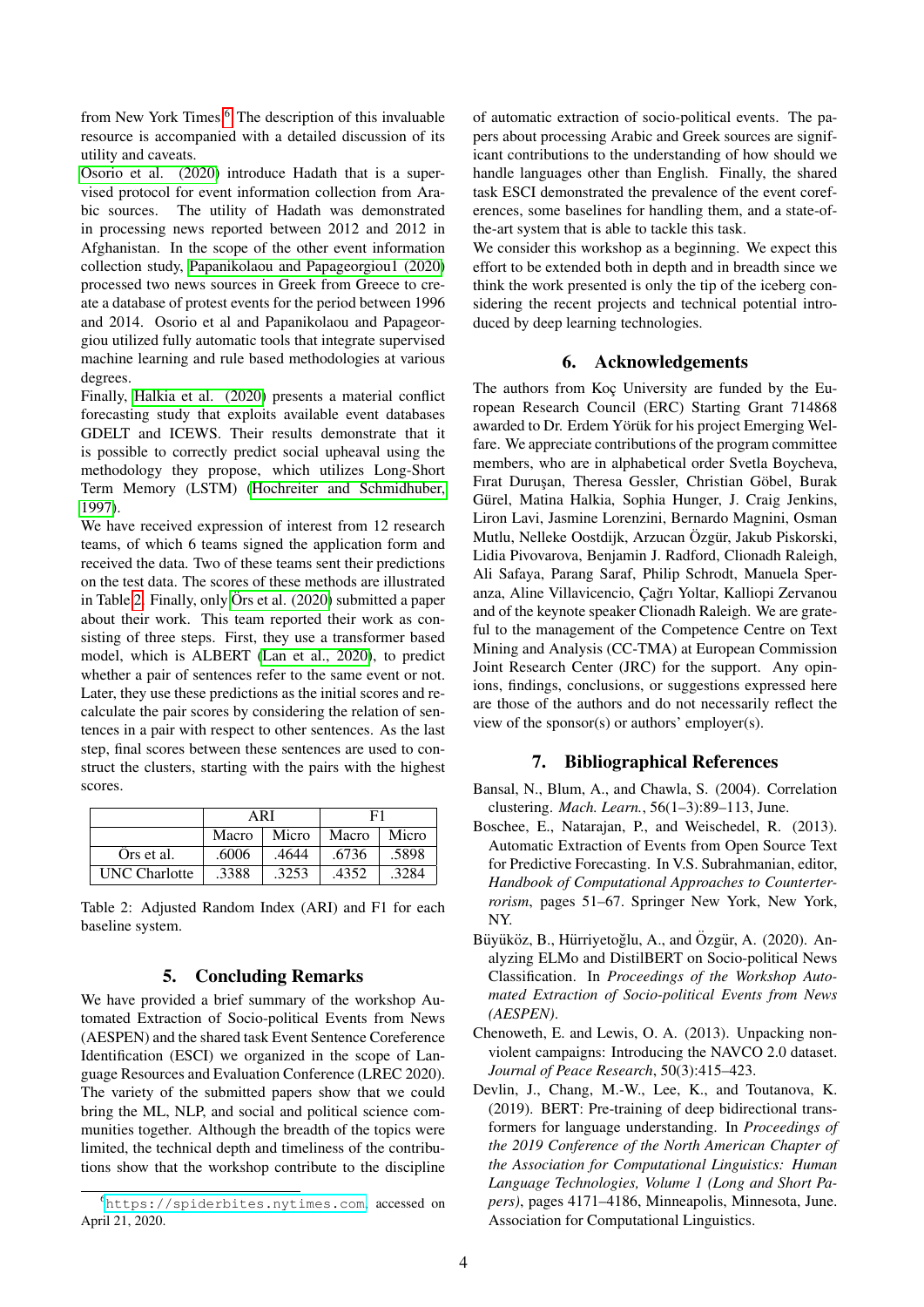from New York Times.[6] The description of this invaluable resource is accompanied with a detailed discussion of its utility and caveats.

Osorio et al. (2020) introduce Hadath that is a supervised protocol for event information collection from Arabic sources. The utility of Hadath was demonstrated in processing news reported between 2012 and 2012 in Afghanistan. In the scope of the other event information collection study, Papanikolaou and Papageorgiou1 (2020) processed two news sources in Greek from Greece to create a database of protest events for the period between 1996 and 2014. Osorio et al and Papanikolaou and Papageorgiou utilized fully automatic tools that integrate supervised machine learning and rule based methodologies at various degrees.

Finally, Halkia et al. (2020) presents a material conflict forecasting study that exploits available event databases GDELT and ICEWS. Their results demonstrate that it is possible to correctly predict social upheaval using the methodology they propose, which utilizes Long-Short Term Memory (LSTM) (Hochreiter and Schmidhuber, 1997).

We have received expression of interest from 12 research teams, of which 6 teams signed the application form and received the data. Two of these teams sent their predictions on the test data. The scores of these methods are illustrated in Table 2. Finally, only Örs et al. (2020) submitted a paper about their work. This team reported their work as consisting of three steps. First, they use a transformer based model, which is ALBERT (Lan et al., 2020), to predict whether a pair of sentences refer to the same event or not. Later, they use these predictions as the initial scores and recalculate the pair scores by considering the relation of sentences in a pair with respect to other sentences. As the last step, final scores between these sentences are used to construct the clusters, starting with the pairs with the highest scores.

| | ARI | | F1 | |
|---|---|---|---|---|
| | Macro | Micro | Macro | Micro |
| Örs et al. | .6006 | .4644 | .6736 | .5898 |
| UNC Charlotte | .3388 | .3253 | .4352 | .3284 |

Table 2: Adjusted Random Index (ARI) and F1 for each baseline system.

## 5. Concluding Remarks

We have provided a brief summary of the workshop Automated Extraction of Socio-political Events from News (AESPEN) and the shared task Event Sentence Coreference Identification (ESCI) we organized in the scope of Language Resources and Evaluation Conference (LREC 2020). The variety of the submitted papers show that we could bring the ML, NLP, and social and political science communities together. Although the breadth of the topics were limited, the technical depth and timeliness of the contributions show that the workshop contribute to the discipline of automatic extraction of socio-political events. The papers about processing Arabic and Greek sources are significant contributions to the understanding of how should we handle languages other than English. Finally, the shared task ESCI demonstrated the prevalence of the event coreferences, some baselines for handling them, and a state-of-the-art system that is able to tackle this task.

We consider this workshop as a beginning. We expect this effort to be extended both in depth and in breadth since we think the work presented is only the tip of the iceberg considering the recent projects and technical potential introduced by deep learning technologies.

## 6. Acknowledgements

The authors from Koç University are funded by the European Research Council (ERC) Starting Grant 714868 awarded to Dr. Erdem Yörük for his project Emerging Welfare. We appreciate contributions of the program committee members, who are in alphabetical order Svetla Boycheva, Fırat Duruşan, Theresa Gessler, Christian Göbel, Burak Gürel, Matina Halkia, Sophia Hunger, J. Craig Jenkins, Liron Lavi, Jasmine Lorenzini, Bernardo Magnini, Osman Mutlu, Nelleke Oostdijk, Arzucan Özgür, Jakub Piskorski, Lidia Pivovarova, Benjamin J. Radford, Clionadh Raleigh, Ali Safaya, Parang Saraf, Philip Schrodt, Manuela Speranza, Aline Villavicencio, Çağrı Yoltar, Kalliopi Zervanou and of the keynote speaker Clionadh Raleigh. We are grateful to the management of the Competence Centre on Text Mining and Analysis (CC-TMA) at European Commission Joint Research Center (JRC) for the support. Any opinions, findings, conclusions, or suggestions expressed here are those of the authors and do not necessarily reflect the view of the sponsor(s) or authors' employer(s).

## 7. Bibliographical References

Bansal, N., Blum, A., and Chawla, S. (2004). Correlation clustering. *Mach. Learn.*, 56(1–3):89–113, June.

Boschee, E., Natarajan, P., and Weischedel, R. (2013). Automatic Extraction of Events from Open Source Text for Predictive Forecasting. In V.S. Subrahmanian, editor, *Handbook of Computational Approaches to Counterterrorism*, pages 51–67. Springer New York, New York, NY.

Büyüköz, B., Hürriyetoğlu, A., and Özgür, A. (2020). Analyzing ELMo and DistilBERT on Socio-political News Classification. In *Proceedings of the Workshop Automated Extraction of Socio-political Events from News (AESPEN)*.

Chenoweth, E. and Lewis, O. A. (2013). Unpacking nonviolent campaigns: Introducing the NAVCO 2.0 dataset. *Journal of Peace Research*, 50(3):415–423.

Devlin, J., Chang, M.-W., Lee, K., and Toutanova, K. (2019). BERT: Pre-training of deep bidirectional transformers for language understanding. In *Proceedings of the 2019 Conference of the North American Chapter of the Association for Computational Linguistics: Human Language Technologies, Volume 1 (Long and Short Papers)*, pages 4171–4186, Minneapolis, Minnesota, June. Association for Computational Linguistics.

[6] https://spiderbites.nytimes.com, accessed on April 21, 2020.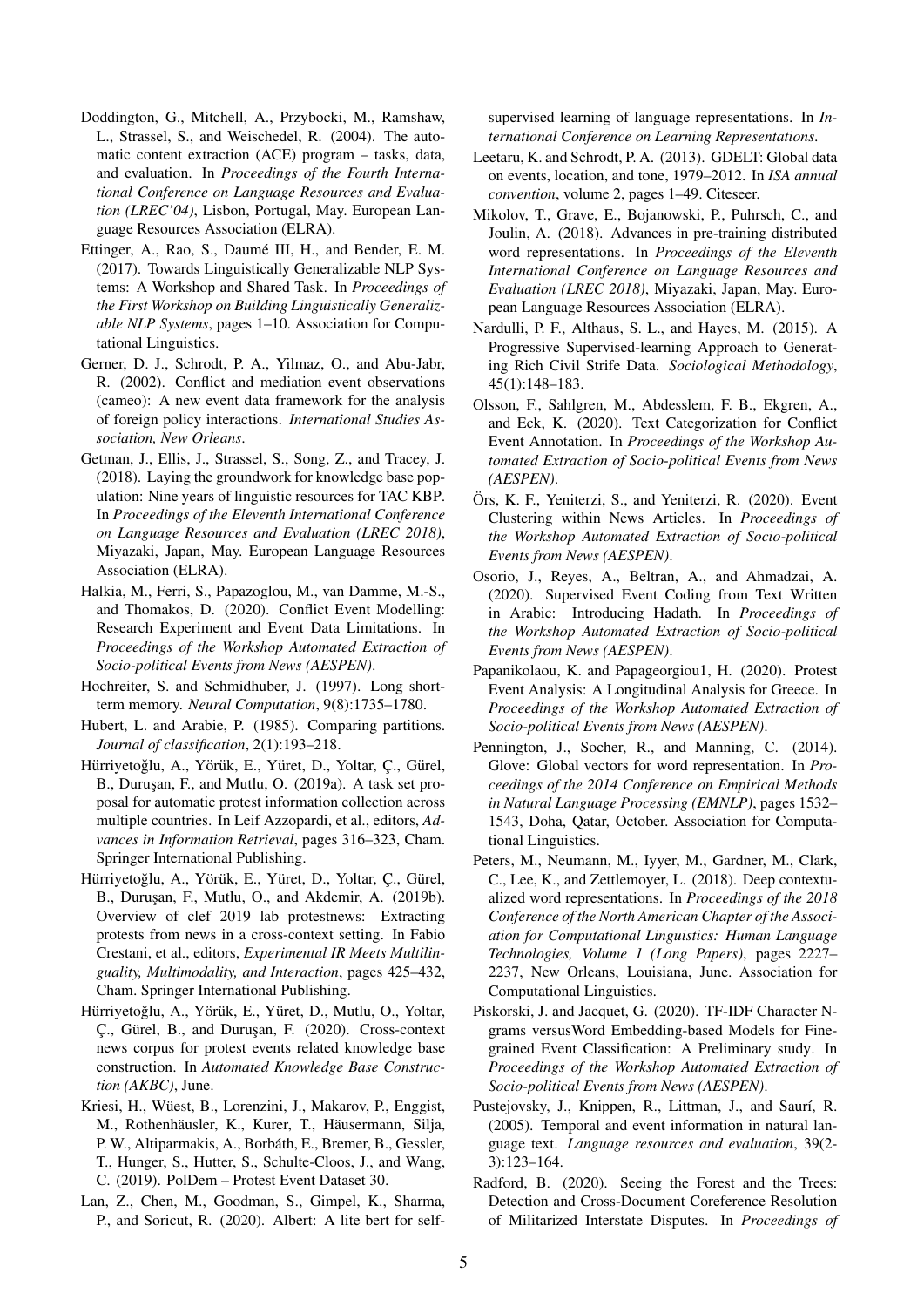Doddington, G., Mitchell, A., Przybocki, M., Ramshaw, L., Strassel, S., and Weischedel, R. (2004). The automatic content extraction (ACE) program – tasks, data, and evaluation. In *Proceedings of the Fourth International Conference on Language Resources and Evaluation (LREC'04)*, Lisbon, Portugal, May. European Language Resources Association (ELRA).

Ettinger, A., Rao, S., Daumé III, H., and Bender, E. M. (2017). Towards Linguistically Generalizable NLP Systems: A Workshop and Shared Task. In *Proceedings of the First Workshop on Building Linguistically Generalizable NLP Systems*, pages 1–10. Association for Computational Linguistics.

Gerner, D. J., Schrodt, P. A., Yilmaz, O., and Abu-Jabr, R. (2002). Conflict and mediation event observations (cameo): A new event data framework for the analysis of foreign policy interactions. *International Studies Association, New Orleans*.

Getman, J., Ellis, J., Strassel, S., Song, Z., and Tracey, J. (2018). Laying the groundwork for knowledge base population: Nine years of linguistic resources for TAC KBP. In *Proceedings of the Eleventh International Conference on Language Resources and Evaluation (LREC 2018)*, Miyazaki, Japan, May. European Language Resources Association (ELRA).

Halkia, M., Ferri, S., Papazoglou, M., van Damme, M.-S., and Thomakos, D. (2020). Conflict Event Modelling: Research Experiment and Event Data Limitations. In *Proceedings of the Workshop Automated Extraction of Socio-political Events from News (AESPEN)*.

Hochreiter, S. and Schmidhuber, J. (1997). Long short-term memory. *Neural Computation*, 9(8):1735–1780.

Hubert, L. and Arabie, P. (1985). Comparing partitions. *Journal of classification*, 2(1):193–218.

Hürriyetoğlu, A., Yörük, E., Yüret, D., Yoltar, Ç., Gürel, B., Duruşan, F., and Mutlu, O. (2019a). A task set proposal for automatic protest information collection across multiple countries. In Leif Azzopardi, et al., editors, *Advances in Information Retrieval*, pages 316–323, Cham. Springer International Publishing.

Hürriyetoğlu, A., Yörük, E., Yüret, D., Yoltar, Ç., Gürel, B., Duruşan, F., Mutlu, O., and Akdemir, A. (2019b). Overview of clef 2019 lab protestnews: Extracting protests from news in a cross-context setting. In Fabio Crestani, et al., editors, *Experimental IR Meets Multilinguality, Multimodality, and Interaction*, pages 425–432, Cham. Springer International Publishing.

Hürriyetoğlu, A., Yörük, E., Yüret, D., Mutlu, O., Yoltar, Ç., Gürel, B., and Duruşan, F. (2020). Cross-context news corpus for protest events related knowledge base construction. In *Automated Knowledge Base Construction (AKBC)*, June.

Kriesi, H., Wüest, B., Lorenzini, J., Makarov, P., Enggist, M., Rothenhäusler, K., Kurer, T., Häusermann, Silja, P. W., Altiparmakis, A., Borbáth, E., Bremer, B., Gessler, T., Hunger, S., Hutter, S., Schulte-Cloos, J., and Wang, C. (2019). PolDem – Protest Event Dataset 30.

Lan, Z., Chen, M., Goodman, S., Gimpel, K., Sharma, P., and Soricut, R. (2020). Albert: A lite bert for self-supervised learning of language representations. In *International Conference on Learning Representations*.

Leetaru, K. and Schrodt, P. A. (2013). GDELT: Global data on events, location, and tone, 1979–2012. In *ISA annual convention*, volume 2, pages 1–49. Citeseer.

Mikolov, T., Grave, E., Bojanowski, P., Puhrsch, C., and Joulin, A. (2018). Advances in pre-training distributed word representations. In *Proceedings of the Eleventh International Conference on Language Resources and Evaluation (LREC 2018)*, Miyazaki, Japan, May. European Language Resources Association (ELRA).

Nardulli, P. F., Althaus, S. L., and Hayes, M. (2015). A Progressive Supervised-learning Approach to Generating Rich Civil Strife Data. *Sociological Methodology*, 45(1):148–183.

Olsson, F., Sahlgren, M., Abdesslem, F. B., Ekgren, A., and Eck, K. (2020). Text Categorization for Conflict Event Annotation. In *Proceedings of the Workshop Automated Extraction of Socio-political Events from News (AESPEN)*.

Örs, K. F., Yeniterzi, S., and Yeniterzi, R. (2020). Event Clustering within News Articles. In *Proceedings of the Workshop Automated Extraction of Socio-political Events from News (AESPEN)*.

Osorio, J., Reyes, A., Beltran, A., and Ahmadzai, A. (2020). Supervised Event Coding from Text Written in Arabic: Introducing Hadath. In *Proceedings of the Workshop Automated Extraction of Socio-political Events from News (AESPEN)*.

Papanikolaou, K. and Papageorgiou1, H. (2020). Protest Event Analysis: A Longitudinal Analysis for Greece. In *Proceedings of the Workshop Automated Extraction of Socio-political Events from News (AESPEN)*.

Pennington, J., Socher, R., and Manning, C. (2014). Glove: Global vectors for word representation. In *Proceedings of the 2014 Conference on Empirical Methods in Natural Language Processing (EMNLP)*, pages 1532–1543, Doha, Qatar, October. Association for Computational Linguistics.

Peters, M., Neumann, M., Iyyer, M., Gardner, M., Clark, C., Lee, K., and Zettlemoyer, L. (2018). Deep contextualized word representations. In *Proceedings of the 2018 Conference of the North American Chapter of the Association for Computational Linguistics: Human Language Technologies, Volume 1 (Long Papers)*, pages 2227–2237, New Orleans, Louisiana, June. Association for Computational Linguistics.

Piskorski, J. and Jacquet, G. (2020). TF-IDF Character N-grams versusWord Embedding-based Models for Fine-grained Event Classification: A Preliminary study. In *Proceedings of the Workshop Automated Extraction of Socio-political Events from News (AESPEN)*.

Pustejovsky, J., Knippen, R., Littman, J., and Saurí, R. (2005). Temporal and event information in natural language text. *Language resources and evaluation*, 39(2-3):123–164.

Radford, B. (2020). Seeing the Forest and the Trees: Detection and Cross-Document Coreference Resolution of Militarized Interstate Disputes. In *Proceedings of*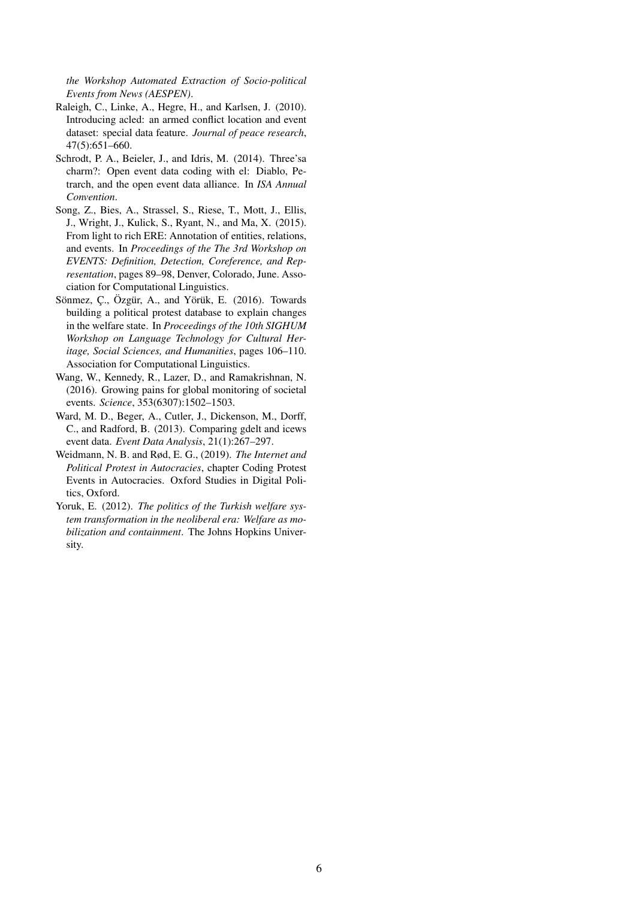*the Workshop Automated Extraction of Socio-political Events from News (AESPEN)*.

Raleigh, C., Linke, A., Hegre, H., and Karlsen, J. (2010). Introducing acled: an armed conflict location and event dataset: special data feature. *Journal of peace research*, 47(5):651–660.

Schrodt, P. A., Beieler, J., and Idris, M. (2014). Three'sa charm?: Open event data coding with el: Diablo, Petrarch, and the open event data alliance. In *ISA Annual Convention*.

Song, Z., Bies, A., Strassel, S., Riese, T., Mott, J., Ellis, J., Wright, J., Kulick, S., Ryant, N., and Ma, X. (2015). From light to rich ERE: Annotation of entities, relations, and events. In *Proceedings of the The 3rd Workshop on EVENTS: Definition, Detection, Coreference, and Representation*, pages 89–98, Denver, Colorado, June. Association for Computational Linguistics.

Sönmez, Ç., Özgür, A., and Yörük, E. (2016). Towards building a political protest database to explain changes in the welfare state. In *Proceedings of the 10th SIGHUM Workshop on Language Technology for Cultural Heritage, Social Sciences, and Humanities*, pages 106–110. Association for Computational Linguistics.

Wang, W., Kennedy, R., Lazer, D., and Ramakrishnan, N. (2016). Growing pains for global monitoring of societal events. *Science*, 353(6307):1502–1503.

Ward, M. D., Beger, A., Cutler, J., Dickenson, M., Dorff, C., and Radford, B. (2013). Comparing gdelt and icews event data. *Event Data Analysis*, 21(1):267–297.

Weidmann, N. B. and Rød, E. G., (2019). *The Internet and Political Protest in Autocracies*, chapter Coding Protest Events in Autocracies. Oxford Studies in Digital Politics, Oxford.

Yoruk, E. (2012). *The politics of the Turkish welfare system transformation in the neoliberal era: Welfare as mobilization and containment*. The Johns Hopkins University.